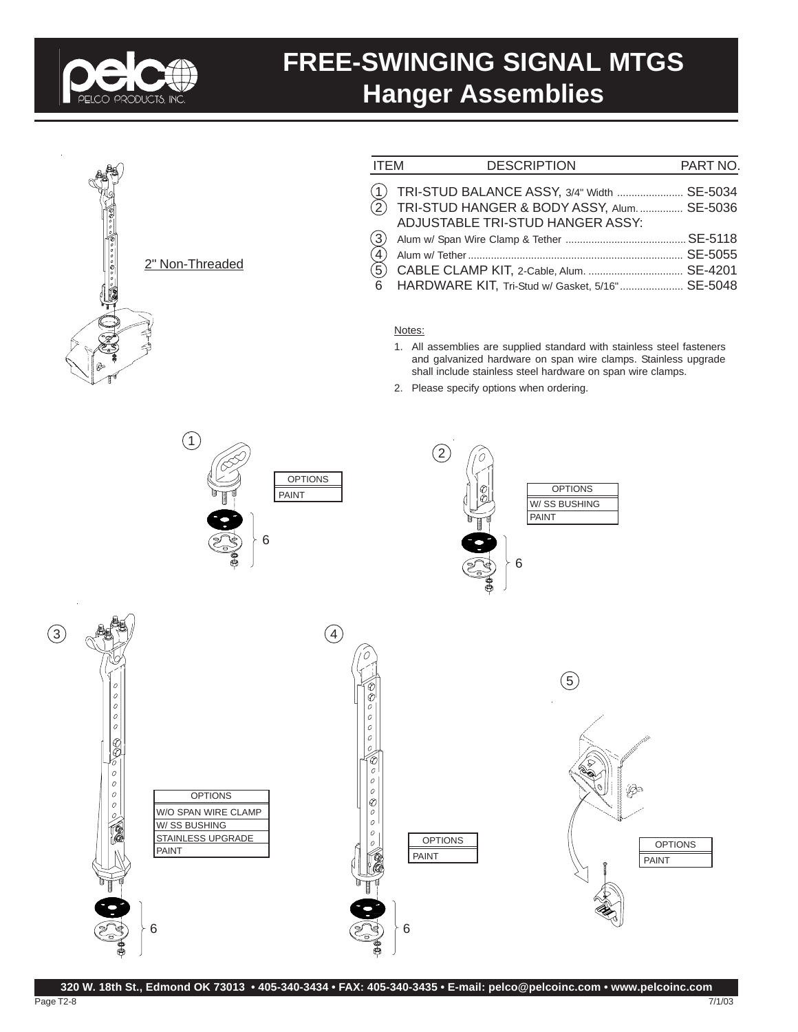# FREE-SWINGING SIGNAL MTGS
## Hanger Assemblies

2" Non-Threaded

| ITEM | DESCRIPTION | PART NO. |
| --- | --- | --- |
| 1 | TRI-STUD BALANCE ASSY, 3/4" Width | SE-5034 |
| 2 | TRI-STUD HANGER & BODY ASSY, Alum. | SE-5036 |
| | ADJUSTABLE TRI-STUD HANGER ASSY: | |
| 3 | Alum w/ Span Wire Clamp & Tether | SE-5118 |
| 4 | Alum w/ Tether | SE-5055 |
| 5 | CABLE CLAMP KIT, 2-Cable, Alum. | SE-4201 |
| 6 | HARDWARE KIT, Tri-Stud w/ Gasket, 5/16" | SE-5048 |

Notes:

1. All assemblies are supplied standard with stainless steel fasteners and galvanized hardware on span wire clamps. Stainless upgrade shall include stainless steel hardware on span wire clamps.
2. Please specify options when ordering.

**1**

| OPTIONS |
| --- |
| PAINT |

6

**2**

| OPTIONS |
| --- |
| W/ SS BUSHING |
| PAINT |

6

**3**

| OPTIONS |
| --- |
| W/O SPAN WIRE CLAMP |
| W/ SS BUSHING |
| STAINLESS UPGRADE |
| PAINT |

6

**4**

| OPTIONS |
| --- |
| PAINT |

6

**5**

| OPTIONS |
| --- |
| PAINT |

320 W. 18th St., Edmond OK 73013 • 405-340-3434 • FAX: 405-340-3435 • E-mail: pelco@pelcoinc.com • www.pelcoinc.com

7/1/03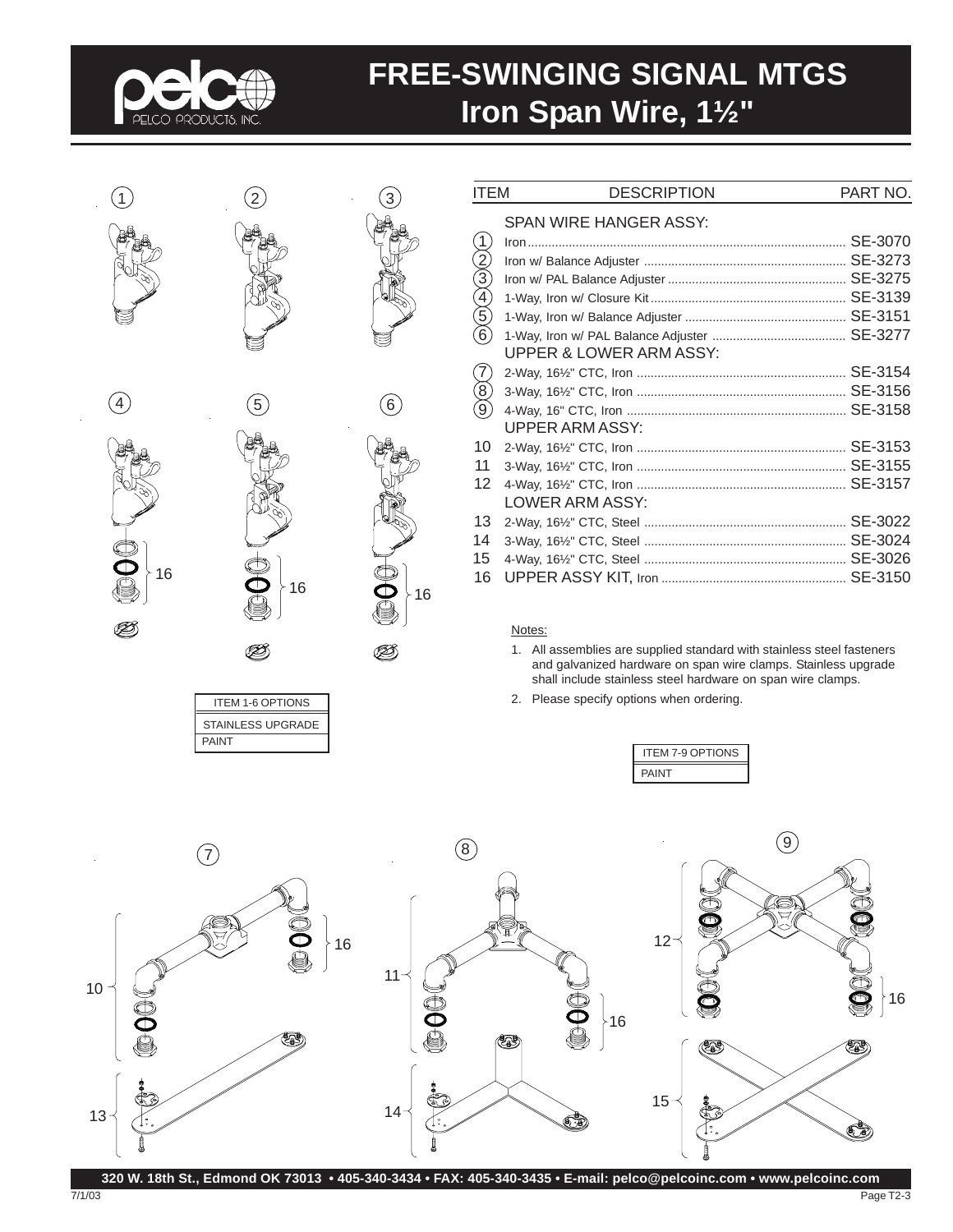# FREE-SWINGING SIGNAL MTGS
## Iron Span Wire, 1½"

| ITEM | DESCRIPTION | PART NO. |
|---|---|---|
| | SPAN WIRE HANGER ASSY: | |
| 1 | Iron | SE-3070 |
| 2 | Iron w/ Balance Adjuster | SE-3273 |
| 3 | Iron w/ PAL Balance Adjuster | SE-3275 |
| 4 | 1-Way, Iron w/ Closure Kit | SE-3139 |
| 5 | 1-Way, Iron w/ Balance Adjuster | SE-3151 |
| 6 | 1-Way, Iron w/ PAL Balance Adjuster | SE-3277 |
| | UPPER & LOWER ARM ASSY: | |
| 7 | 2-Way, 16½" CTC, Iron | SE-3154 |
| 8 | 3-Way, 16½" CTC, Iron | SE-3156 |
| 9 | 4-Way, 16" CTC, Iron | SE-3158 |
| | UPPER ARM ASSY: | |
| 10 | 2-Way, 16½" CTC, Iron | SE-3153 |
| 11 | 3-Way, 16½" CTC, Iron | SE-3155 |
| 12 | 4-Way, 16½" CTC, Iron | SE-3157 |
| | LOWER ARM ASSY: | |
| 13 | 2-Way, 16½" CTC, Steel | SE-3022 |
| 14 | 3-Way, 16½" CTC, Steel | SE-3024 |
| 15 | 4-Way, 16½" CTC, Steel | SE-3026 |
| 16 | UPPER ASSY KIT, Iron | SE-3150 |

Notes:

1. All assemblies are supplied standard with stainless steel fasteners and galvanized hardware on span wire clamps. Stainless upgrade shall include stainless steel hardware on span wire clamps.
2. Please specify options when ordering.

| ITEM 1-6 OPTIONS |
|---|
| STAINLESS UPGRADE |
| PAINT |

| ITEM 7-9 OPTIONS |
|---|
| PAINT |

320 W. 18th St., Edmond OK 73013 • 405-340-3434 • FAX: 405-340-3435 • E-mail: pelco@pelcoinc.com • www.pelcoinc.com

7/1/03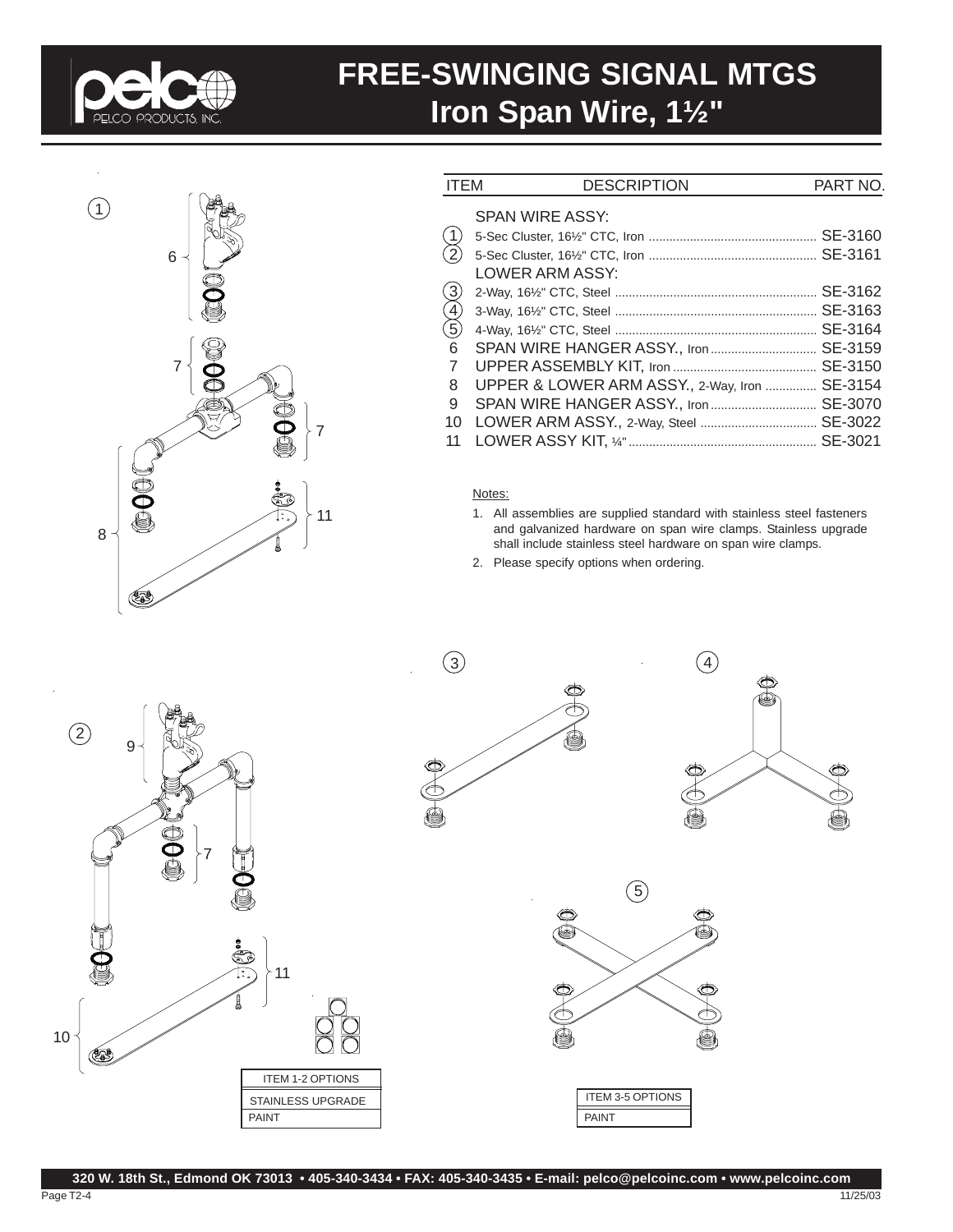# FREE-SWINGING SIGNAL MTGS
## Iron Span Wire, 1½"

| ITEM | DESCRIPTION | PART NO. |
|---|---|---|
| | SPAN WIRE ASSY: | |
| 1 | 5-Sec Cluster, 16½" CTC, Iron | SE-3160 |
| 2 | 5-Sec Cluster, 16½" CTC, Iron | SE-3161 |
| | LOWER ARM ASSY: | |
| 3 | 2-Way, 16½" CTC, Steel | SE-3162 |
| 4 | 3-Way, 16½" CTC, Steel | SE-3163 |
| 5 | 4-Way, 16½" CTC, Steel | SE-3164 |
| 6 | SPAN WIRE HANGER ASSY., Iron | SE-3159 |
| 7 | UPPER ASSEMBLY KIT, Iron | SE-3150 |
| 8 | UPPER & LOWER ARM ASSY., 2-Way, Iron | SE-3154 |
| 9 | SPAN WIRE HANGER ASSY., Iron | SE-3070 |
| 10 | LOWER ARM ASSY., 2-Way, Steel | SE-3022 |
| 11 | LOWER ASSY KIT, ¼" | SE-3021 |

Notes:

1. All assemblies are supplied standard with stainless steel fasteners and galvanized hardware on span wire clamps. Stainless upgrade shall include stainless steel hardware on span wire clamps.
2. Please specify options when ordering.

| ITEM 1-2 OPTIONS |
|---|
| STAINLESS UPGRADE |
| PAINT |

| ITEM 3-5 OPTIONS |
|---|
| PAINT |

320 W. 18th St., Edmond OK 73013 • 405-340-3434 • FAX: 405-340-3435 • E-mail: pelco@pelcoinc.com • www.pelcoinc.com

11/25/03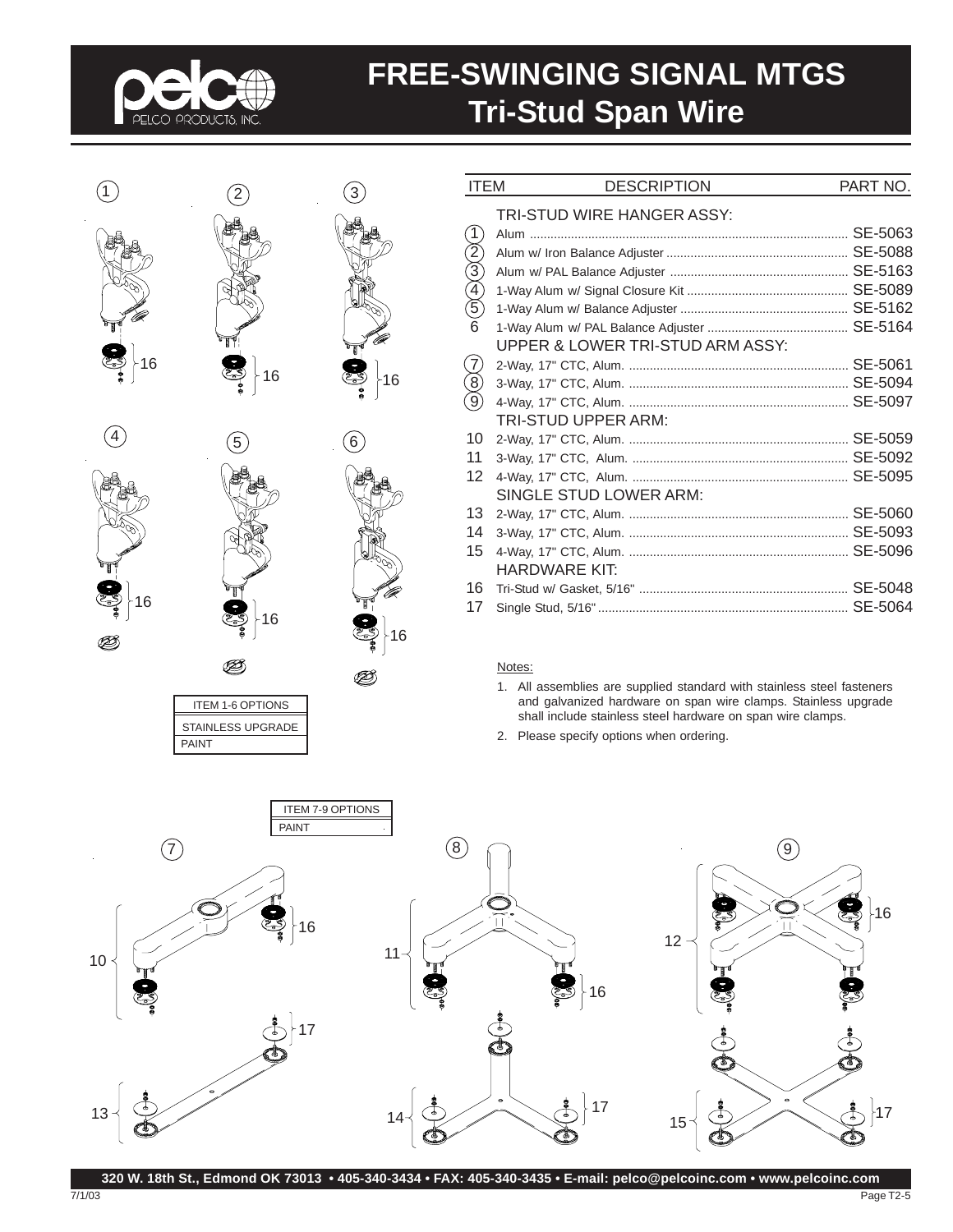# FREE-SWINGING SIGNAL MTGS
## Tri-Stud Span Wire

| ITEM | DESCRIPTION | PART NO. |
|---|---|---|
| | TRI-STUD WIRE HANGER ASSY: | |
| 1 | Alum | SE-5063 |
| 2 | Alum w/ Iron Balance Adjuster | SE-5088 |
| 3 | Alum w/ PAL Balance Adjuster | SE-5163 |
| 4 | 1-Way Alum w/ Signal Closure Kit | SE-5089 |
| 5 | 1-Way Alum w/ Balance Adjuster | SE-5162 |
| 6 | 1-Way Alum w/ PAL Balance Adjuster | SE-5164 |
| | UPPER & LOWER TRI-STUD ARM ASSY: | |
| 7 | 2-Way, 17" CTC, Alum. | SE-5061 |
| 8 | 3-Way, 17" CTC, Alum. | SE-5094 |
| 9 | 4-Way, 17" CTC, Alum. | SE-5097 |
| | TRI-STUD UPPER ARM: | |
| 10 | 2-Way, 17" CTC, Alum. | SE-5059 |
| 11 | 3-Way, 17" CTC, Alum. | SE-5092 |
| 12 | 4-Way, 17" CTC, Alum. | SE-5095 |
| | SINGLE STUD LOWER ARM: | |
| 13 | 2-Way, 17" CTC, Alum. | SE-5060 |
| 14 | 3-Way, 17" CTC, Alum. | SE-5093 |
| 15 | 4-Way, 17" CTC, Alum. | SE-5096 |
| | HARDWARE KIT: | |
| 16 | Tri-Stud w/ Gasket, 5/16" | SE-5048 |
| 17 | Single Stud, 5/16" | SE-5064 |

| ITEM 1-6 OPTIONS |
|---|
| STAINLESS UPGRADE |
| PAINT |

Notes:

1. All assemblies are supplied standard with stainless steel fasteners and galvanized hardware on span wire clamps. Stainless upgrade shall include stainless steel hardware on span wire clamps.
2. Please specify options when ordering.

| ITEM 7-9 OPTIONS |
|---|
| PAINT |

320 W. 18th St., Edmond OK 73013 • 405-340-3434 • FAX: 405-340-3435 • E-mail: pelco@pelcoinc.com • www.pelcoinc.com

7/1/03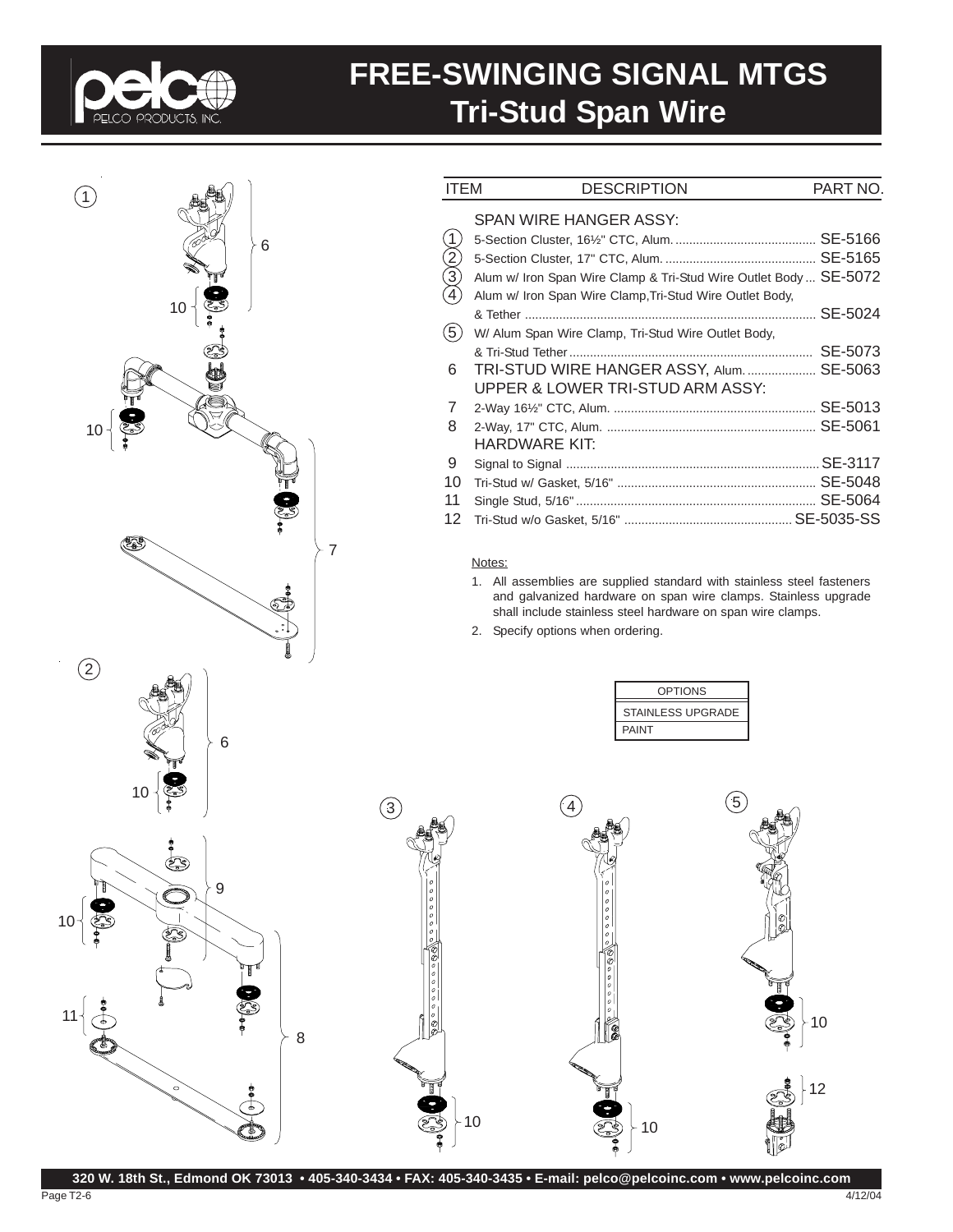# FREE-SWINGING SIGNAL MTGS
## Tri-Stud Span Wire

| ITEM | DESCRIPTION | PART NO. |
|---|---|---|
| | SPAN WIRE HANGER ASSY: | |
| 1 | 5-Section Cluster, 16½" CTC, Alum. | SE-5166 |
| 2 | 5-Section Cluster, 17" CTC, Alum. | SE-5165 |
| 3 | Alum w/ Iron Span Wire Clamp & Tri-Stud Wire Outlet Body | SE-5072 |
| 4 | Alum w/ Iron Span Wire Clamp, Tri-Stud Wire Outlet Body, & Tether | SE-5024 |
| 5 | W/ Alum Span Wire Clamp, Tri-Stud Wire Outlet Body, & Tri-Stud Tether | SE-5073 |
| 6 | TRI-STUD WIRE HANGER ASSY, Alum. | SE-5063 |
| | UPPER & LOWER TRI-STUD ARM ASSY: | |
| 7 | 2-Way 16½" CTC, Alum. | SE-5013 |
| 8 | 2-Way, 17" CTC, Alum. | SE-5061 |
| | HARDWARE KIT: | |
| 9 | Signal to Signal | SE-3117 |
| 10 | Tri-Stud w/ Gasket, 5/16" | SE-5048 |
| 11 | Single Stud, 5/16" | SE-5064 |
| 12 | Tri-Stud w/o Gasket, 5/16" | SE-5035-SS |

Notes:

1. All assemblies are supplied standard with stainless steel fasteners and galvanized hardware on span wire clamps. Stainless upgrade shall include stainless steel hardware on span wire clamps.
2. Specify options when ordering.

| OPTIONS |
|---|
| STAINLESS UPGRADE |
| PAINT |

320 W. 18th St., Edmond OK 73013 • 405-340-3434 • FAX: 405-340-3435 • E-mail: pelco@pelcoinc.com • www.pelcoinc.com

4/12/04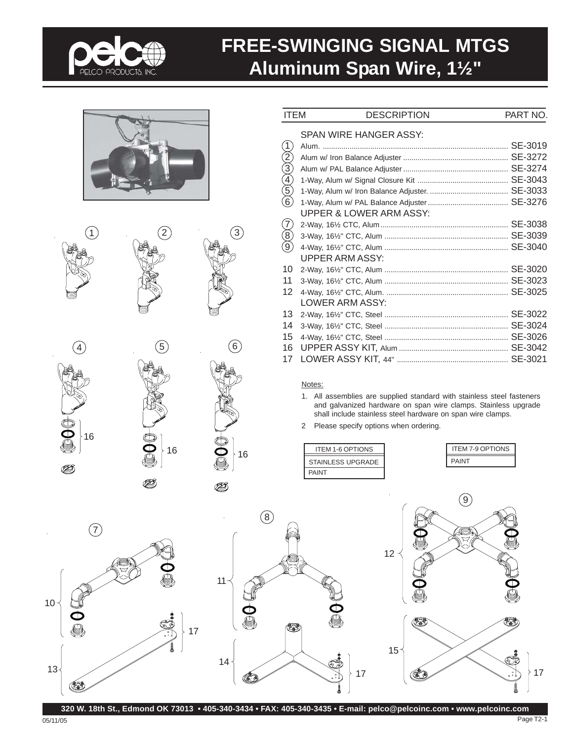# FREE-SWINGING SIGNAL MTGS
## Aluminum Span Wire, 1½"

| ITEM | DESCRIPTION | PART NO. |
|---|---|---|
| | SPAN WIRE HANGER ASSY: | |
| 1 | Alum. | SE-3019 |
| 2 | Alum w/ Iron Balance Adjuster | SE-3272 |
| 3 | Alum w/ PAL Balance Adjuster | SE-3274 |
| 4 | 1-Way, Alum w/ Signal Closure Kit | SE-3043 |
| 5 | 1-Way, Alum w/ Iron Balance Adjuster. | SE-3033 |
| 6 | 1-Way, Alum w/ PAL Balance Adjuster | SE-3276 |
| | UPPER & LOWER ARM ASSY: | |
| 7 | 2-Way, 16½ CTC, Alum | SE-3038 |
| 8 | 3-Way, 16½" CTC, Alum | SE-3039 |
| 9 | 4-Way, 16½" CTC, Alum | SE-3040 |
| | UPPER ARM ASSY: | |
| 10 | 2-Way, 16½" CTC, Alum | SE-3020 |
| 11 | 3-Way, 16½" CTC, Alum | SE-3023 |
| 12 | 4-Way, 16½" CTC, Alum. | SE-3025 |
| | LOWER ARM ASSY: | |
| 13 | 2-Way, 16½" CTC, Steel | SE-3022 |
| 14 | 3-Way, 16½" CTC, Steel | SE-3024 |
| 15 | 4-Way, 16½" CTC, Steel | SE-3026 |
| 16 | UPPER ASSY KIT, Alum | SE-3042 |
| 17 | LOWER ASSY KIT, 44" | SE-3021 |

Notes:

1. All assemblies are supplied standard with stainless steel fasteners and galvanized hardware on span wire clamps. Stainless upgrade shall include stainless steel hardware on span wire clamps.
2. Please specify options when ordering.

| ITEM 1-6 OPTIONS |
|---|
| STAINLESS UPGRADE |
| PAINT |

| ITEM 7-9 OPTIONS |
|---|
| PAINT |

320 W. 18th St., Edmond OK 73013 • 405-340-3434 • FAX: 405-340-3435 • E-mail: pelco@pelcoinc.com • www.pelcoinc.com

05/11/05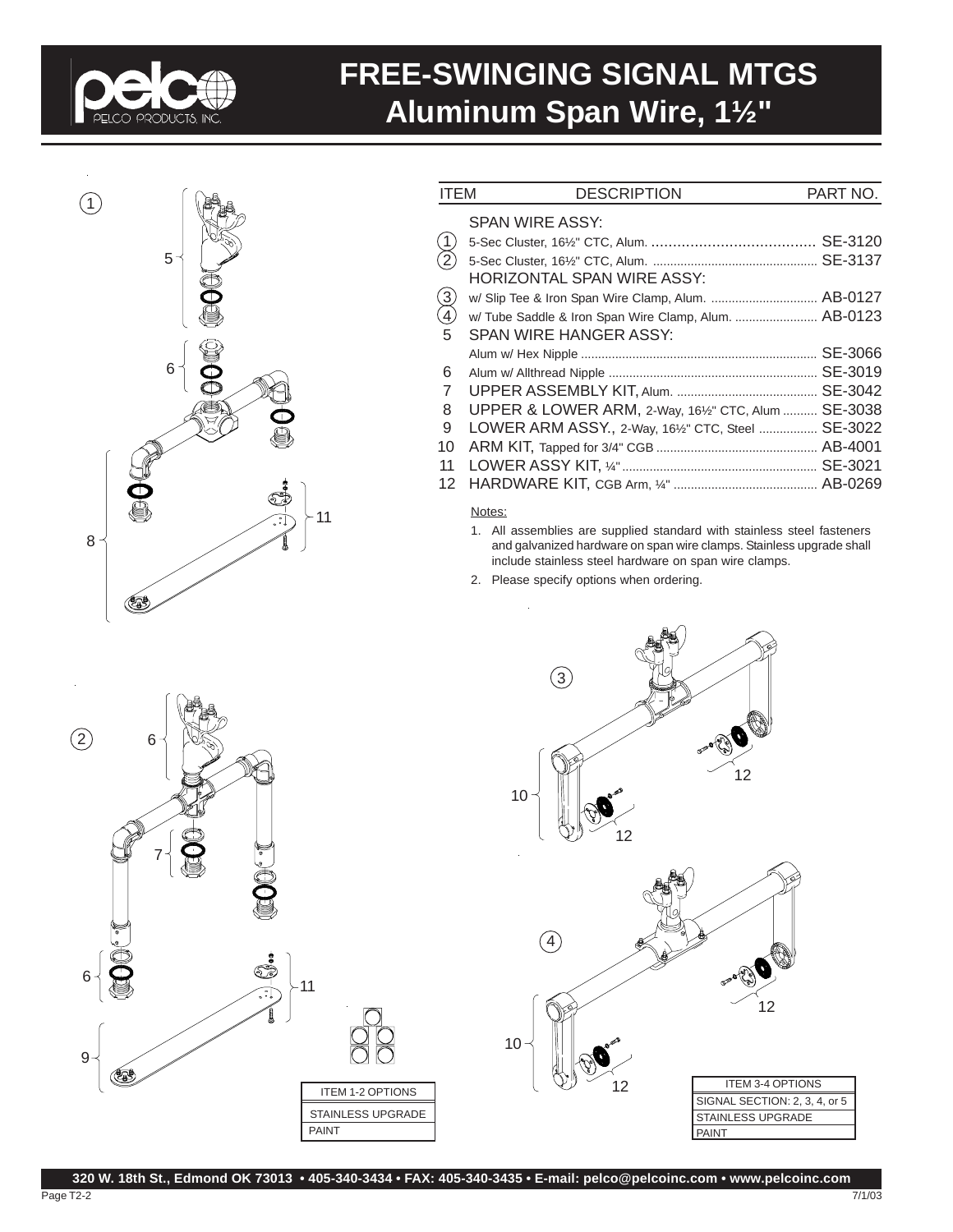# FREE-SWINGING SIGNAL MTGS
## Aluminum Span Wire, 1½"

| ITEM | DESCRIPTION | PART NO. |
|---|---|---|
| | SPAN WIRE ASSY: | |
| 1 | 5-Sec Cluster, 16½" CTC, Alum. | SE-3120 |
| 2 | 5-Sec Cluster, 16½" CTC, Alum. | SE-3137 |
| | HORIZONTAL SPAN WIRE ASSY: | |
| 3 | w/ Slip Tee & Iron Span Wire Clamp, Alum. | AB-0127 |
| 4 | w/ Tube Saddle & Iron Span Wire Clamp, Alum. | AB-0123 |
| 5 | SPAN WIRE HANGER ASSY: | |
| | Alum w/ Hex Nipple | SE-3066 |
| 6 | Alum w/ Allthread Nipple | SE-3019 |
| 7 | UPPER ASSEMBLY KIT, Alum. | SE-3042 |
| 8 | UPPER & LOWER ARM, 2-Way, 16½" CTC, Alum | SE-3038 |
| 9 | LOWER ARM ASSY., 2-Way, 16½" CTC, Steel | SE-3022 |
| 10 | ARM KIT, Tapped for 3/4" CGB | AB-4001 |
| 11 | LOWER ASSY KIT, ¼" | SE-3021 |
| 12 | HARDWARE KIT, CGB Arm, ¼" | AB-0269 |

Notes:

1. All assemblies are supplied standard with stainless steel fasteners and galvanized hardware on span wire clamps. Stainless upgrade shall include stainless steel hardware on span wire clamps.
2. Please specify options when ordering.

| ITEM 1-2 OPTIONS |
|---|
| STAINLESS UPGRADE |
| PAINT |

| ITEM 3-4 OPTIONS |
|---|
| SIGNAL SECTION: 2, 3, 4, or 5 |
| STAINLESS UPGRADE |
| PAINT |

320 W. 18th St., Edmond OK 73013 • 405-340-3434 • FAX: 405-340-3435 • E-mail: pelco@pelcoinc.com • www.pelcoinc.com

7/1/03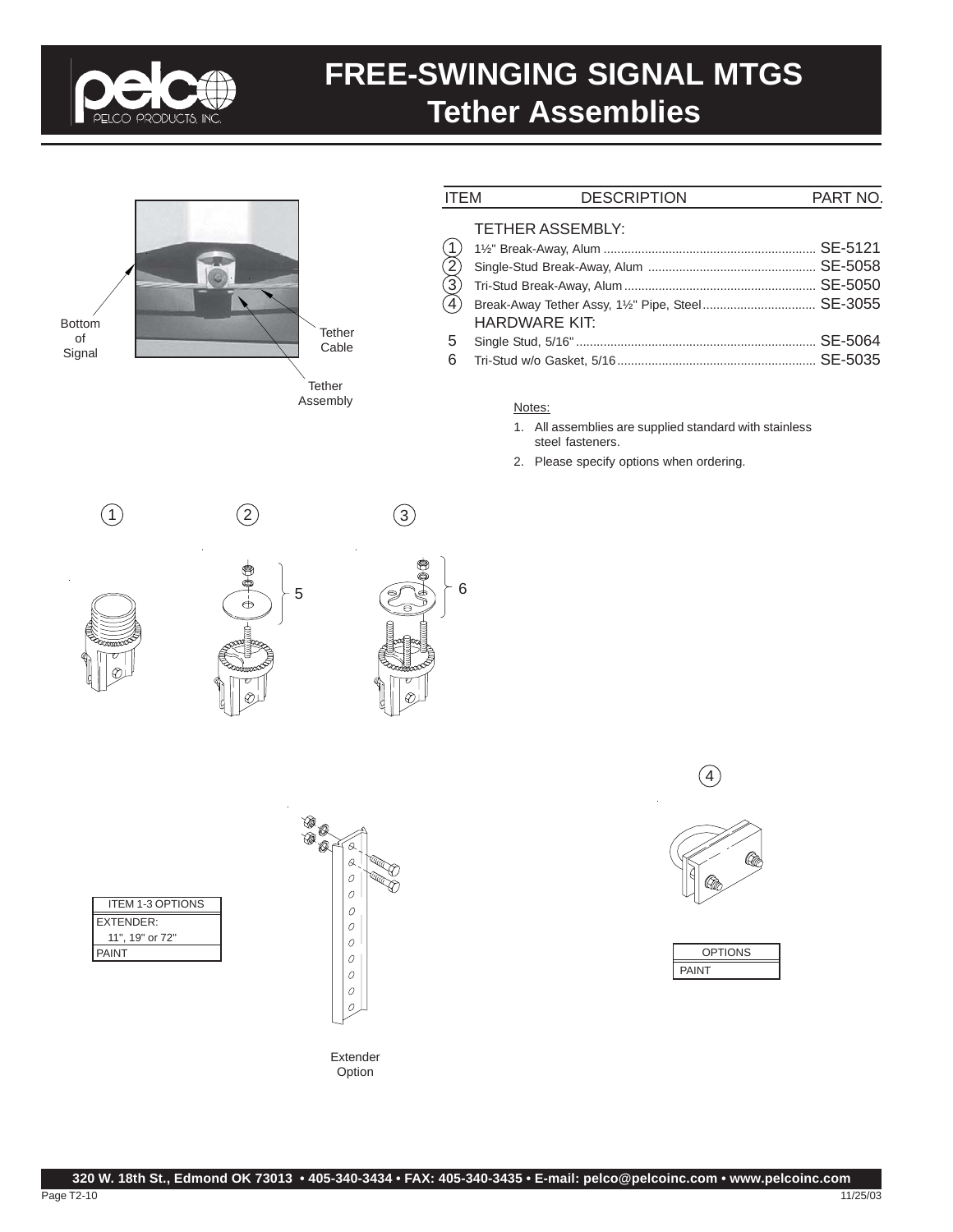# FREE-SWINGING SIGNAL MTGS
## Tether Assemblies

Bottom of Signal

Tether Cable

Tether Assembly

| ITEM | DESCRIPTION | PART NO. |
|---|---|---|
| | TETHER ASSEMBLY: | |
| 1 | 1½" Break-Away, Alum | SE-5121 |
| 2 | Single-Stud Break-Away, Alum | SE-5058 |
| 3 | Tri-Stud Break-Away, Alum | SE-5050 |
| 4 | Break-Away Tether Assy, 1½" Pipe, Steel | SE-3055 |
| | HARDWARE KIT: | |
| 5 | Single Stud, 5/16" | SE-5064 |
| 6 | Tri-Stud w/o Gasket, 5/16 | SE-5035 |

Notes:

1. All assemblies are supplied standard with stainless steel fasteners.
2. Please specify options when ordering.

1 2 5 3 6

| ITEM 1-3 OPTIONS |
|---|
| EXTENDER: 11", 19" or 72" |
| PAINT |

Extender Option

4

| OPTIONS |
|---|
| PAINT |

**320 W. 18th St., Edmond OK 73013 • 405-340-3434 • FAX: 405-340-3435 • E-mail: pelco@pelcoinc.com • www.pelcoinc.com**

11/25/03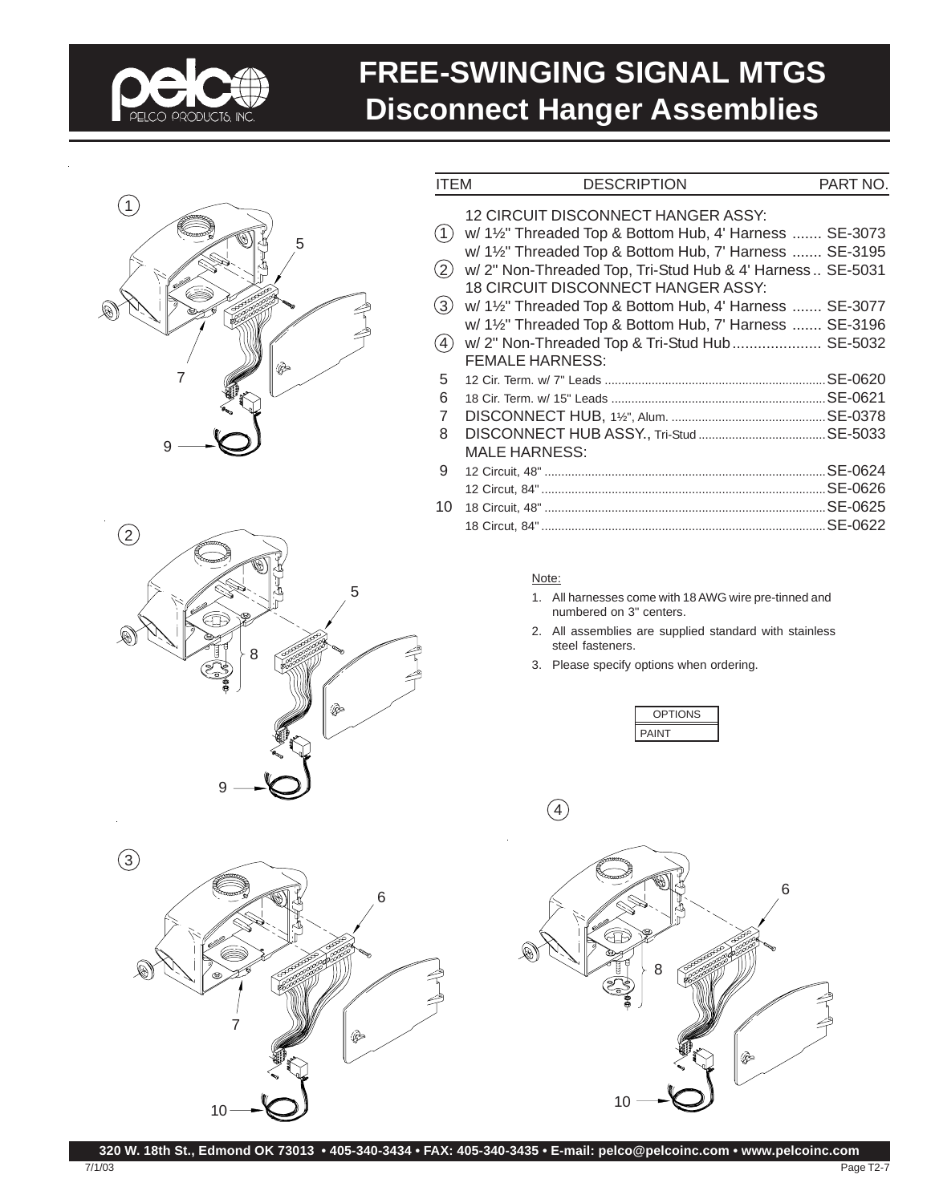# FREE-SWINGING SIGNAL MTGS
## Disconnect Hanger Assemblies

| ITEM | DESCRIPTION | PART NO. |
|---|---|---|
| | 12 CIRCUIT DISCONNECT HANGER ASSY: | |
| 1 | w/ 1½" Threaded Top & Bottom Hub, 4' Harness | SE-3073 |
| | w/ 1½" Threaded Top & Bottom Hub, 7' Harness | SE-3195 |
| 2 | w/ 2" Non-Threaded Top, Tri-Stud Hub & 4' Harness | SE-5031 |
| | 18 CIRCUIT DISCONNECT HANGER ASSY: | |
| 3 | w/ 1½" Threaded Top & Bottom Hub, 4' Harness | SE-3077 |
| | w/ 1½" Threaded Top & Bottom Hub, 7' Harness | SE-3196 |
| 4 | w/ 2" Non-Threaded Top & Tri-Stud Hub | SE-5032 |
| | FEMALE HARNESS: | |
| 5 | 12 Cir. Term. w/ 7" Leads | SE-0620 |
| 6 | 18 Cir. Term. w/ 15" Leads | SE-0621 |
| 7 | DISCONNECT HUB, 1½", Alum. | SE-0378 |
| 8 | DISCONNECT HUB ASSY., Tri-Stud | SE-5033 |
| | MALE HARNESS: | |
| 9 | 12 Circuit, 48" | SE-0624 |
| | 12 Circut, 84" | SE-0626 |
| 10 | 18 Circuit, 48" | SE-0625 |
| | 18 Circut, 84" | SE-0622 |

Note:

1. All harnesses come with 18 AWG wire pre-tinned and numbered on 3" centers.
2. All assemblies are supplied standard with stainless steel fasteners.
3. Please specify options when ordering.

| OPTIONS |
|---|
| PAINT |

320 W. 18th St., Edmond OK 73013 • 405-340-3434 • FAX: 405-340-3435 • E-mail: pelco@pelcoinc.com • www.pelcoinc.com

7/1/03